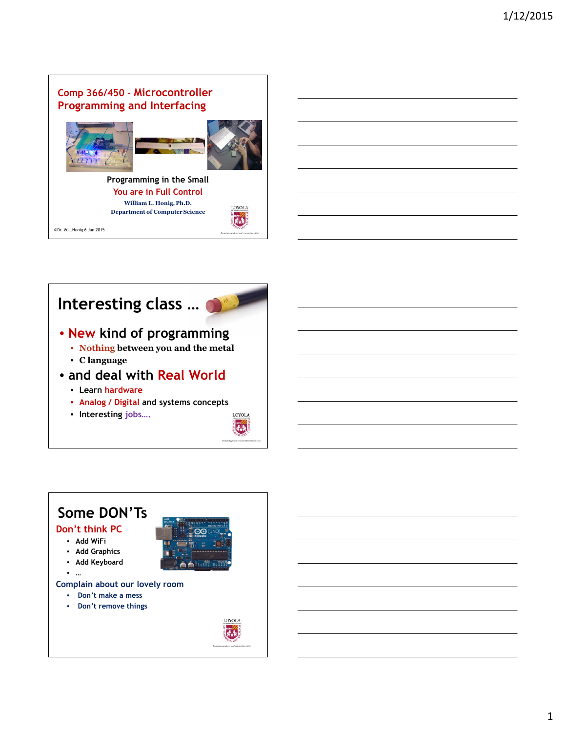## Comp 366/450 - Microcontroller Programming and Interfacing

Programming in the Small

You are in Full Control

William L. Honig, Ph.D.

Department of Computer Science

©Dr. W.L.Honig 6 Jan 2015

## Interesting class …

- New kind of programming
  - Nothing between you and the metal
  - C language
- and deal with Real World
  - Learn hardware
  - Analog / Digital and systems concepts
  - Interesting jobs….

## Some DON'Ts

**Don't think PC**

- Add WiFi
- Add Graphics
- Add Keyboard
- …

**Complain about our lovely room**

- Don't make a mess
- Don't remove things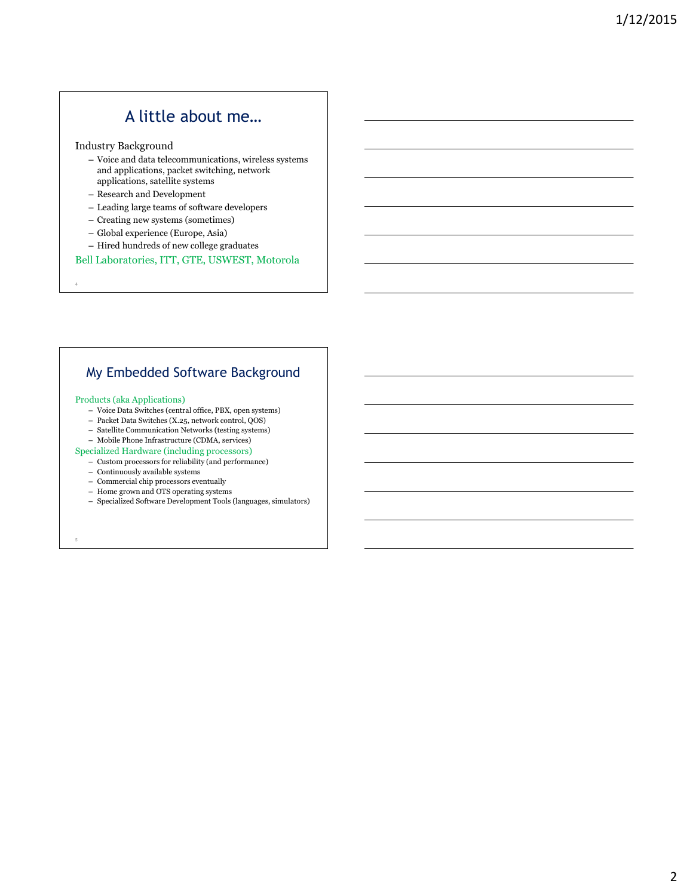## A little about me…

Industry Background

- Voice and data telecommunications, wireless systems and applications, packet switching, network applications, satellite systems
- Research and Development
- Leading large teams of software developers
- Creating new systems (sometimes)
- Global experience (Europe, Asia)
- Hired hundreds of new college graduates

Bell Laboratories, ITT, GTE, USWEST, Motorola

## My Embedded Software Background

Products (aka Applications)

- Voice Data Switches (central office, PBX, open systems)
- Packet Data Switches (X.25, network control, QOS)
- Satellite Communication Networks (testing systems)
- Mobile Phone Infrastructure (CDMA, services)

Specialized Hardware (including processors)

- Custom processors for reliability (and performance)
- Continuously available systems
- Commercial chip processors eventually
- Home grown and OTS operating systems
- Specialized Software Development Tools (languages, simulators)